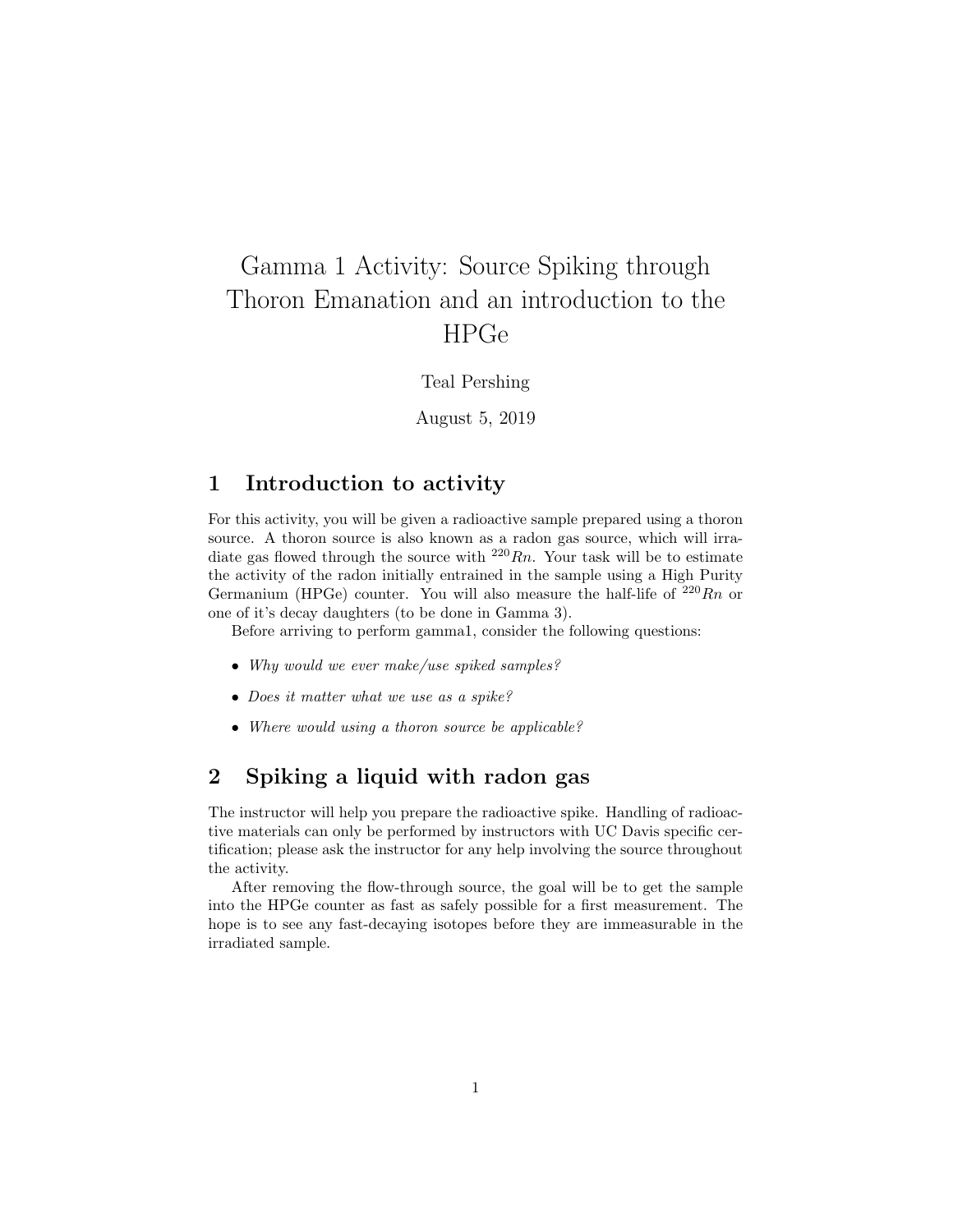# Gamma 1 Activity: Source Spiking through Thoron Emanation and an introduction to the HPGe

Teal Pershing

August 5, 2019

## 1 Introduction to activity

For this activity, you will be given a radioactive sample prepared using a thoron source. A thoron source is also known as a radon gas source, which will irradiate gas flowed through the source with $^{220}Rn$. Your task will be to estimate the activity of the radon initially entrained in the sample using a High Purity Germanium (HPGe) counter. You will also measure the half-life of $^{220}Rn$ or one of it's decay daughters (to be done in Gamma 3).

Before arriving to perform gamma1, consider the following questions:

- *Why would we ever make/use spiked samples?*
- *Does it matter what we use as a spike?*
- *Where would using a thoron source be applicable?*

## 2 Spiking a liquid with radon gas

The instructor will help you prepare the radioactive spike. Handling of radioactive materials can only be performed by instructors with UC Davis specific certification; please ask the instructor for any help involving the source throughout the activity.

After removing the flow-through source, the goal will be to get the sample into the HPGe counter as fast as safely possible for a first measurement. The hope is to see any fast-decaying isotopes before they are immeasurable in the irradiated sample.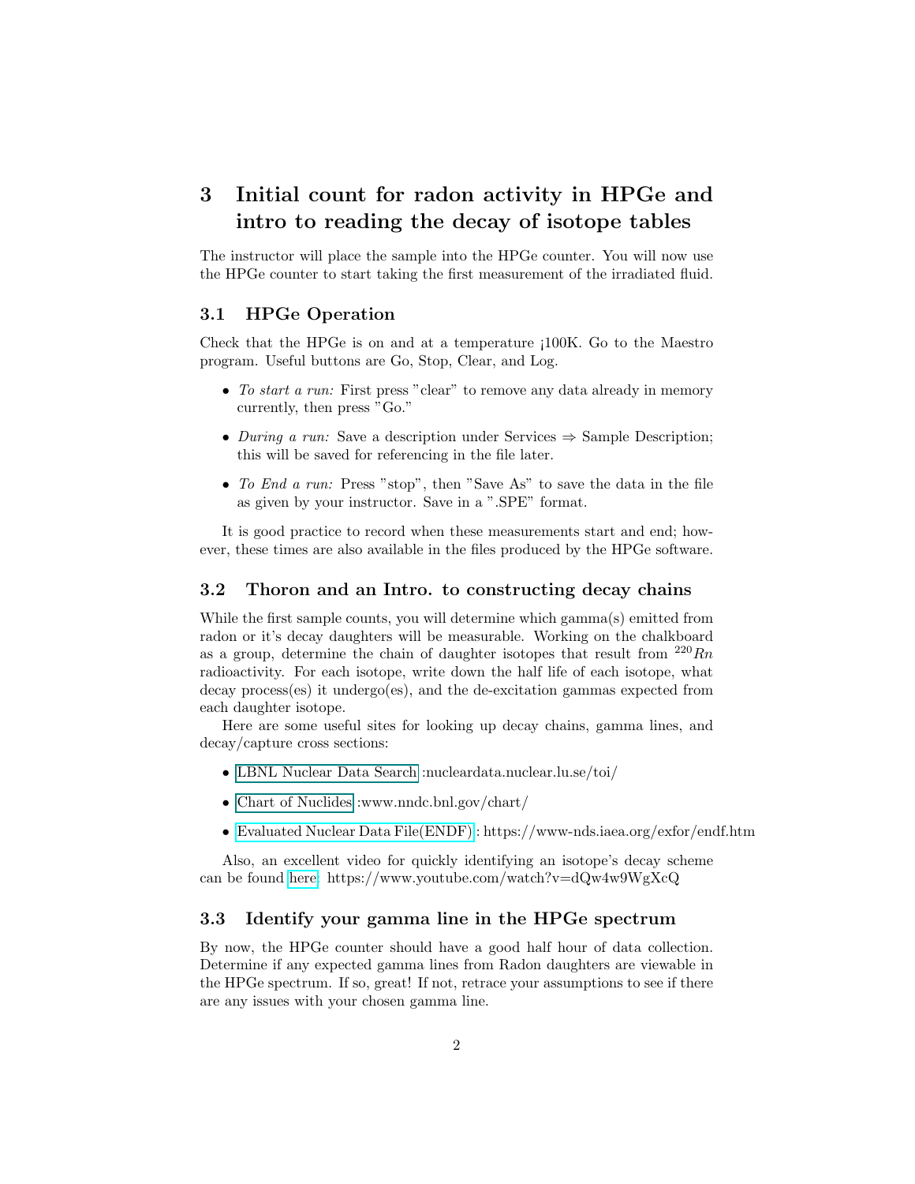# 3 Initial count for radon activity in HPGe and intro to reading the decay of isotope tables

The instructor will place the sample into the HPGe counter. You will now use the HPGe counter to start taking the first measurement of the irradiated fluid.

## 3.1 HPGe Operation

Check that the HPGe is on and at a temperature ¡100K. Go to the Maestro program. Useful buttons are Go, Stop, Clear, and Log.

- *To start a run:* First press "clear" to remove any data already in memory currently, then press "Go."
- *During a run:* Save a description under Services ⇒ Sample Description; this will be saved for referencing in the file later.
- *To End a run:* Press "stop", then "Save As" to save the data in the file as given by your instructor. Save in a ".SPE" format.

It is good practice to record when these measurements start and end; however, these times are also available in the files produced by the HPGe software.

## 3.2 Thoron and an Intro. to constructing decay chains

While the first sample counts, you will determine which gamma(s) emitted from radon or it's decay daughters will be measurable. Working on the chalkboard as a group, determine the chain of daughter isotopes that result from $^{220}Rn$ radioactivity. For each isotope, write down the half life of each isotope, what decay process(es) it undergo(es), and the de-excitation gammas expected from each daughter isotope.

Here are some useful sites for looking up decay chains, gamma lines, and decay/capture cross sections:

- LBNL Nuclear Data Search :nucleardata.nuclear.lu.se/toi/
- Chart of Nuclides :www.nndc.bnl.gov/chart/
- Evaluated Nuclear Data File(ENDF) : https://www-nds.iaea.org/exfor/endf.htm

Also, an excellent video for quickly identifying an isotope's decay scheme can be found here: https://www.youtube.com/watch?v=dQw4w9WgXcQ

## 3.3 Identify your gamma line in the HPGe spectrum

By now, the HPGe counter should have a good half hour of data collection. Determine if any expected gamma lines from Radon daughters are viewable in the HPGe spectrum. If so, great! If not, retrace your assumptions to see if there are any issues with your chosen gamma line.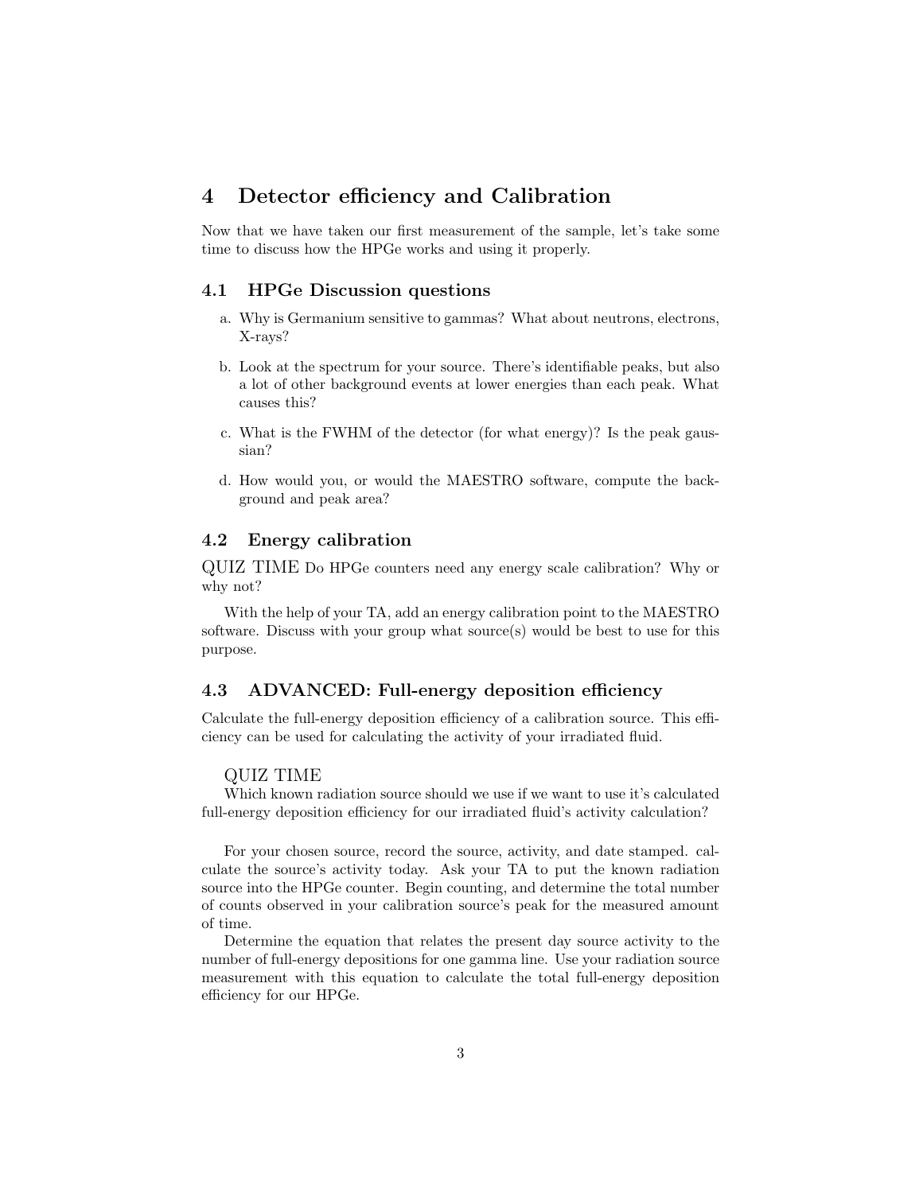# 4 Detector efficiency and Calibration

Now that we have taken our first measurement of the sample, let's take some time to discuss how the HPGe works and using it properly.

## 4.1 HPGe Discussion questions

a. Why is Germanium sensitive to gammas? What about neutrons, electrons, X-rays?

b. Look at the spectrum for your source. There's identifiable peaks, but also a lot of other background events at lower energies than each peak. What causes this?

c. What is the FWHM of the detector (for what energy)? Is the peak gaussian?

d. How would you, or would the MAESTRO software, compute the background and peak area?

## 4.2 Energy calibration

QUIZ TIME Do HPGe counters need any energy scale calibration? Why or why not?

With the help of your TA, add an energy calibration point to the MAESTRO software. Discuss with your group what source(s) would be best to use for this purpose.

## 4.3 ADVANCED: Full-energy deposition efficiency

Calculate the full-energy deposition efficiency of a calibration source. This efficiency can be used for calculating the activity of your irradiated fluid.

QUIZ TIME

Which known radiation source should we use if we want to use it's calculated full-energy deposition efficiency for our irradiated fluid's activity calculation?

For your chosen source, record the source, activity, and date stamped. calculate the source's activity today. Ask your TA to put the known radiation source into the HPGe counter. Begin counting, and determine the total number of counts observed in your calibration source's peak for the measured amount of time.

Determine the equation that relates the present day source activity to the number of full-energy depositions for one gamma line. Use your radiation source measurement with this equation to calculate the total full-energy deposition efficiency for our HPGe.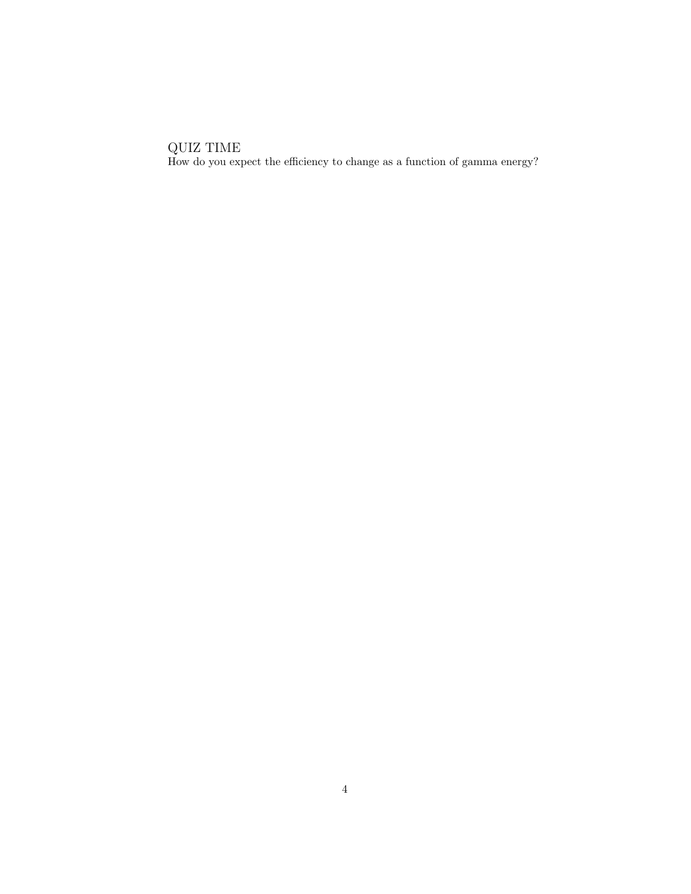QUIZ TIME

How do you expect the efficiency to change as a function of gamma energy?